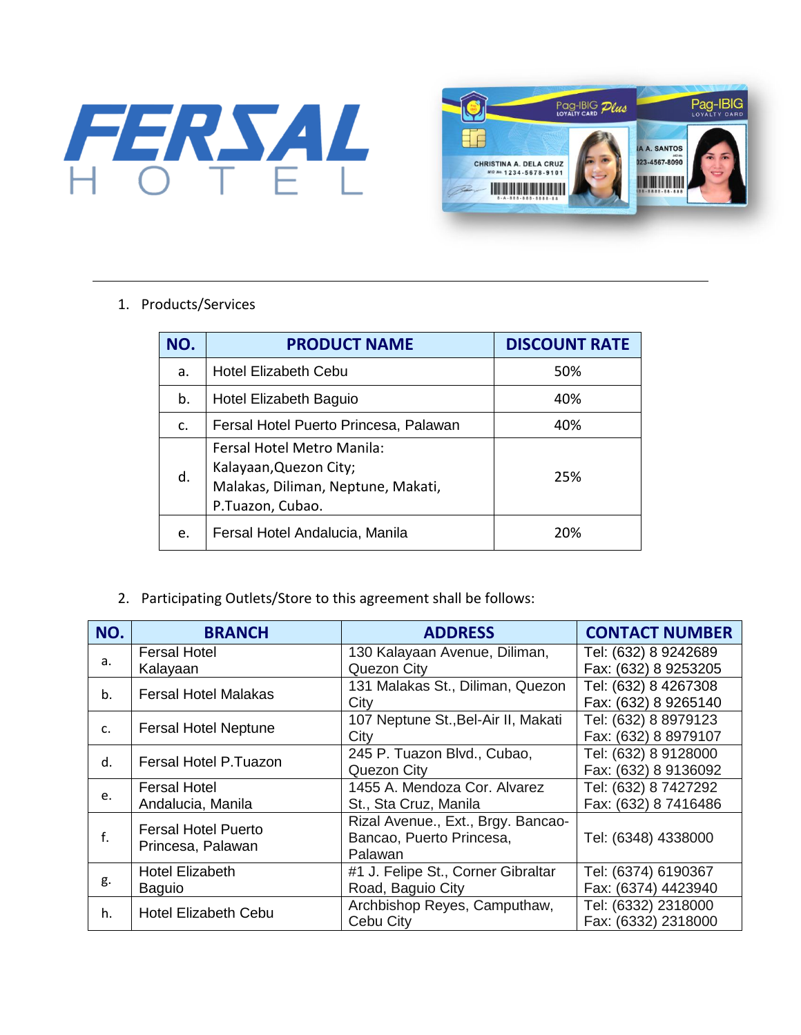FERSAL HOTEL

1. Products/Services

| NO. | PRODUCT NAME | DISCOUNT RATE |
|---|---|---|
| a. | Hotel Elizabeth Cebu | 50% |
| b. | Hotel Elizabeth Baguio | 40% |
| c. | Fersal Hotel Puerto Princesa, Palawan | 40% |
| d. | Fersal Hotel Metro Manila: Kalayaan,Quezon City; Malakas, Diliman, Neptune, Makati, P.Tuazon, Cubao. | 25% |
| e. | Fersal Hotel Andalucia, Manila | 20% |

2. Participating Outlets/Store to this agreement shall be follows:

| NO. | BRANCH | ADDRESS | CONTACT NUMBER |
|---|---|---|---|
| a. | Fersal Hotel Kalayaan | 130 Kalayaan Avenue, Diliman, Quezon City | Tel: (632) 8 9242689 Fax: (632) 8 9253205 |
| b. | Fersal Hotel Malakas | 131 Malakas St., Diliman, Quezon City | Tel: (632) 8 4267308 Fax: (632) 8 9265140 |
| c. | Fersal Hotel Neptune | 107 Neptune St.,Bel-Air II, Makati City | Tel: (632) 8 8979123 Fax: (632) 8 8979107 |
| d. | Fersal Hotel P.Tuazon | 245 P. Tuazon Blvd., Cubao, Quezon City | Tel: (632) 8 9128000 Fax: (632) 8 9136092 |
| e. | Fersal Hotel Andalucia, Manila | 1455 A. Mendoza Cor. Alvarez St., Sta Cruz, Manila | Tel: (632) 8 7427292 Fax: (632) 8 7416486 |
| f. | Fersal Hotel Puerto Princesa, Palawan | Rizal Avenue., Ext., Brgy. Bancao-Bancao, Puerto Princesa, Palawan | Tel: (6348) 4338000 |
| g. | Hotel Elizabeth Baguio | #1 J. Felipe St., Corner Gibraltar Road, Baguio City | Tel: (6374) 6190367 Fax: (6374) 4423940 |
| h. | Hotel Elizabeth Cebu | Archbishop Reyes, Camputhaw, Cebu City | Tel: (6332) 2318000 Fax: (6332) 2318000 |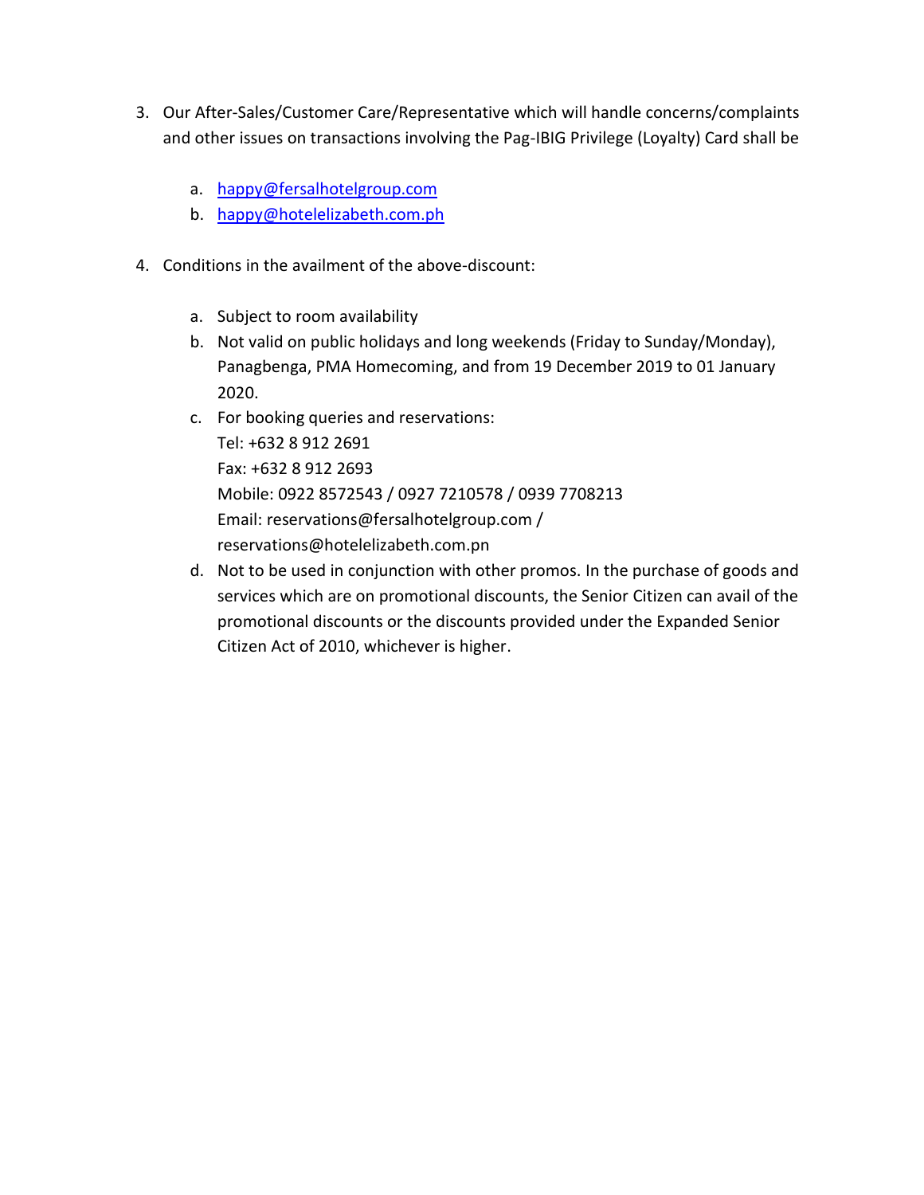3. Our After-Sales/Customer Care/Representative which will handle concerns/complaints and other issues on transactions involving the Pag-IBIG Privilege (Loyalty) Card shall be

   a. happy@fersalhotelgroup.com
   b. happy@hotelelizabeth.com.ph

4. Conditions in the availment of the above-discount:

   a. Subject to room availability
   b. Not valid on public holidays and long weekends (Friday to Sunday/Monday), Panagbenga, PMA Homecoming, and from 19 December 2019 to 01 January 2020.
   c. For booking queries and reservations:
      Tel: +632 8 912 2691
      Fax: +632 8 912 2693
      Mobile: 0922 8572543 / 0927 7210578 / 0939 7708213
      Email: reservations@fersalhotelgroup.com / reservations@hotelelizabeth.com.pn
   d. Not to be used in conjunction with other promos. In the purchase of goods and services which are on promotional discounts, the Senior Citizen can avail of the promotional discounts or the discounts provided under the Expanded Senior Citizen Act of 2010, whichever is higher.